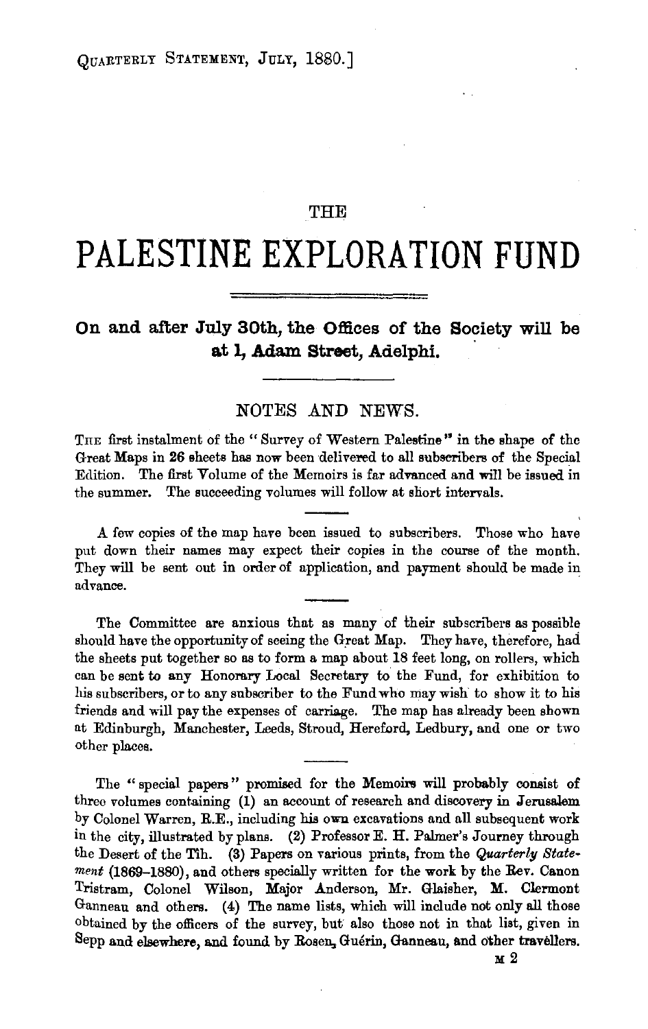# THE PALESTINE EXPLORATION FUND

**On and after July 30th, the Offices of the Society will be at 1, Adam Street, Adelphi.**

## NOTES AND NEWS.

The first instalment of the "Survey of Western Palestine" in the shape of the Great Maps in 26 sheets has now been delivered to all subscribers of the Special Edition. The first Volume of the Memoirs is far advanced and will be issued in the summer. The succeeding volumes will follow at short intervals.

A few copies of the map have been issued to subscribers. Those who have put down their names may expect their copies in the course of the month. They will be sent out in order of application, and payment should be made in advance.

The Committee are anxious that as many of their subscribers as possible should have the opportunity of seeing the Great Map. They have, therefore, had the sheets put together so as to form a map about 18 feet long, on rollers, which can be sent to any Honorary Local Secretary to the Fund, for exhibition to his subscribers, or to any subscriber to the Fund who may wish to show it to his friends and will pay the expenses of carriage. The map has already been shown at Edinburgh, Manchester, Leeds, Stroud, Hereford, Ledbury, and one or two other places.

The "special papers" promised for the Memoirs will probably consist of three volumes containing (1) an account of research and discovery in Jerusalem by Colonel Warren, R.E., including his own excavations and all subsequent work in the city, illustrated by plans. (2) Professor E. H. Palmer's Journey through the Desert of the Tîh. (3) Papers on various prints, from the *Quarterly Statement* (1869–1880), and others specially written for the work by the Rev. Canon Tristram, Colonel Wilson, Major Anderson, Mr. Glaisher, M. Clermont Ganneau and others. (4) The name lists, which will include not only all those obtained by the officers of the survey, but also those not in that list, given in Sepp and elsewhere, and found by Rosen, Guérin, Ganneau, and other travellers.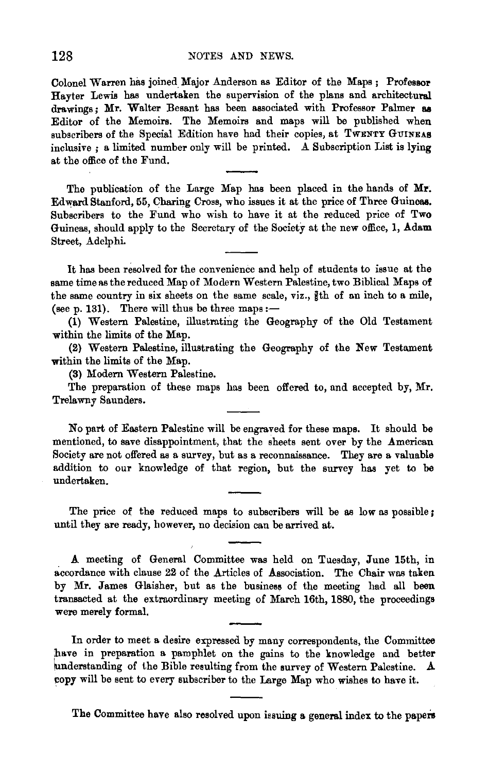Colonel Warren has joined Major Anderson as Editor of the Maps; Professor Hayter Lewis has undertaken the supervision of the plans and architectural drawings; Mr. Walter Besant has been associated with Professor Palmer as Editor of the Memoirs. The Memoirs and maps will be published when subscribers of the Special Edition have had their copies, at TWENTY GUINEAS inclusive; a limited number only will be printed. A Subscription List is lying at the office of the Fund.

---

The publication of the Large Map has been placed in the hands of Mr. Edward Stanford, 55, Charing Cross, who issues it at the price of Three Guineas. Subscribers to the Fund who wish to have it at the reduced price of Two Guineas, should apply to the Secretary of the Society at the new office, 1, Adam Street, Adelphi.

---

It has been resolved for the convenience and help of students to issue at the same time as the reduced Map of Modern Western Palestine, two Biblical Maps of the same country in six sheets on the same scale, viz., $\frac{3}{8}$th of an inch to a mile, (see p. 131). There will thus be three maps:—

(1) Western Palestine, illustrating the Geography of the Old Testament within the limits of the Map.

(2) Western Palestine, illustrating the Geography of the New Testament within the limits of the Map.

(3) Modern Western Palestine.

The preparation of these maps has been offered to, and accepted by, Mr. Trelawny Saunders.

---

No part of Eastern Palestine will be engraved for these maps. It should be mentioned, to save disappointment, that the sheets sent over by the American Society are not offered as a survey, but as a reconnaissance. They are a valuable addition to our knowledge of that region, but the survey has yet to be undertaken.

---

The price of the reduced maps to subscribers will be as low as possible; until they are ready, however, no decision can be arrived at.

---

A meeting of General Committee was held on Tuesday, June 15th, in accordance with clause 22 of the Articles of Association. The Chair was taken by Mr. James Glaisher, but as the business of the meeting had all been transacted at the extraordinary meeting of March 16th, 1880, the proceedings were merely formal.

---

In order to meet a desire expressed by many correspondents, the Committee have in preparation a pamphlet on the gains to the knowledge and better understanding of the Bible resulting from the survey of Western Palestine. A copy will be sent to every subscriber to the Large Map who wishes to have it.

---

The Committee have also resolved upon issuing a general index to the papers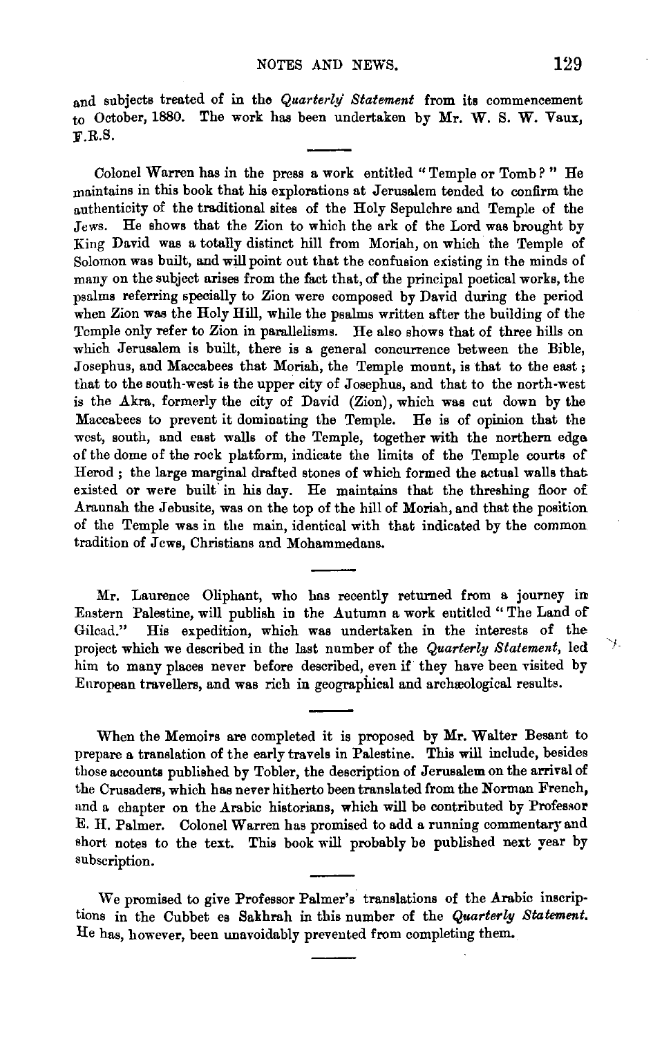and subjects treated of in the *Quarterly Statement* from its commencement to October, 1880. The work has been undertaken by Mr. W. S. W. Vaux, F.R.S.

---

Colonel Warren has in the press a work entitled "Temple or Tomb?" He maintains in this book that his explorations at Jerusalem tended to confirm the authenticity of the traditional sites of the Holy Sepulchre and Temple of the Jews. He shows that the Zion to which the ark of the Lord was brought by King David was a totally distinct hill from Moriah, on which the Temple of Solomon was built, and will point out that the confusion existing in the minds of many on the subject arises from the fact that, of the principal poetical works, the psalms referring specially to Zion were composed by David during the period when Zion was the Holy Hill, while the psalms written after the building of the Temple only refer to Zion in parallelisms. He also shows that of three hills on which Jerusalem is built, there is a general concurrence between the Bible, Josephus, and Maccabees that Moriah, the Temple mount, is that to the east; that to the south-west is the upper city of Josephus, and that to the north-west is the Akra, formerly the city of David (Zion), which was cut down by the Maccabees to prevent it dominating the Temple. He is of opinion that the west, south, and east walls of the Temple, together with the northern edge of the dome of the rock platform, indicate the limits of the Temple courts of Herod; the large marginal drafted stones of which formed the actual walls that existed or were built in his day. He maintains that the threshing floor of Araunah the Jebusite, was on the top of the hill of Moriah, and that the position of the Temple was in the main, identical with that indicated by the common tradition of Jews, Christians and Mohammedans.

---

Mr. Laurence Oliphant, who has recently returned from a journey in Eastern Palestine, will publish in the Autumn a work entitled "The Land of Gilead." His expedition, which was undertaken in the interests of the project which we described in the last number of the *Quarterly Statement*, led him to many places never before described, even if they have been visited by European travellers, and was rich in geographical and archæological results.

---

When the Memoirs are completed it is proposed by Mr. Walter Besant to prepare a translation of the early travels in Palestine. This will include, besides those accounts published by Tobler, the description of Jerusalem on the arrival of the Crusaders, which has never hitherto been translated from the Norman French, and a chapter on the Arabic historians, which will be contributed by Professor E. H. Palmer. Colonel Warren has promised to add a running commentary and short notes to the text. This book will probably be published next year by subscription.

---

We promised to give Professor Palmer's translations of the Arabic inscriptions in the Cubbet es Sakhrah in this number of the *Quarterly Statement.* He has, however, been unavoidably prevented from completing them.

---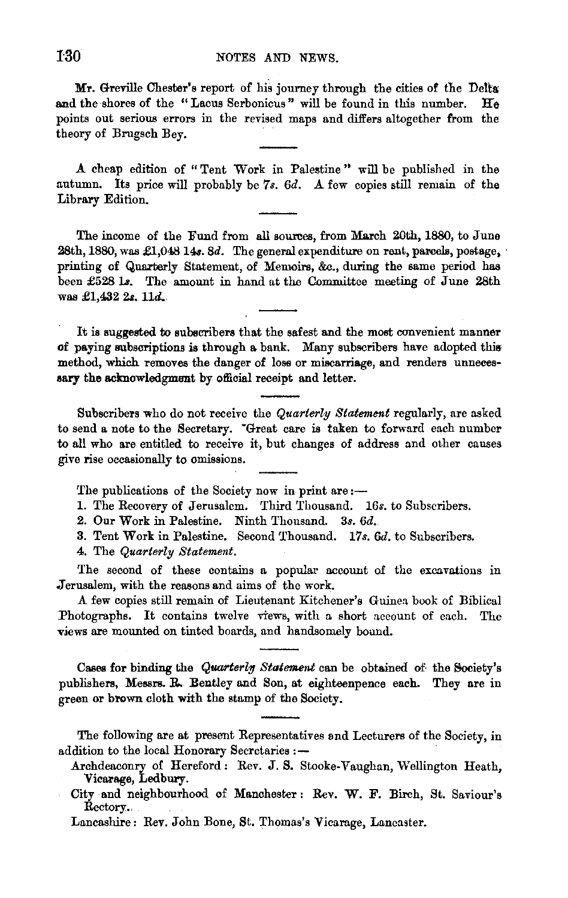Mr. Greville Chester's report of his journey through the cities of the Delta and the shores of the "Lacus Serbonicus" will be found in this number. He points out serious errors in the revised maps and differs altogether from the theory of Brugsch Bey.

A cheap edition of "Tent Work in Palestine" will be published in the autumn. Its price will probably be 7*s.* 6*d.* A few copies still remain of the Library Edition.

The income of the Fund from all sources, from March 20th, 1880, to June 28th, 1880, was £1,048 14*s.* 8*d.* The general expenditure on rent, parcels, postage, printing of Quarterly Statement, of Memoirs, &c., during the same period has been £528 1*s.* The amount in hand at the Committee meeting of June 28th was £1,432 2*s.* 11*d.*

It is suggested to subscribers that the safest and the most convenient manner of paying subscriptions is through a bank. Many subscribers have adopted this method, which removes the danger of loss or miscarriage, and renders unnecessary the acknowledgment by official receipt and letter.

Subscribers who do not receive the *Quarterly Statement* regularly, are asked to send a note to the Secretary. Great care is taken to forward each number to all who are entitled to receive it, but changes of address and other causes give rise occasionally to omissions.

The publications of the Society now in print are:—

1. The Recovery of Jerusalem. Third Thousand. 16*s.* to Subscribers.
2. Our Work in Palestine. Ninth Thousand. 3*s.* 6*d.*
3. Tent Work in Palestine. Second Thousand. 17*s.* 6*d.* to Subscribers.
4. The *Quarterly Statement.*

The second of these contains a popular account of the excavations in Jerusalem, with the reasons and aims of the work.

A few copies still remain of Lieutenant Kitchener's Guinea book of Biblical Photographs. It contains twelve views, with a short account of each. The views are mounted on tinted boards, and handsomely bound.

Cases for binding the *Quarterly Statement* can be obtained of the Society's publishers, Messrs. R. Bentley and Son, at eighteenpence each. They are in green or brown cloth with the stamp of the Society.

The following are at present Representatives and Lecturers of the Society, in addition to the local Honorary Secretaries:—

Archdeaconry of Hereford: Rev. J. S. Stooke-Vaughan, Wellington Heath, Vicarage, Ledbury.

City and neighbourhood of Manchester: Rev. W. F. Birch, St. Saviour's Rectory.

Lancashire: Rev. John Bone, St. Thomas's Vicarage, Lancaster.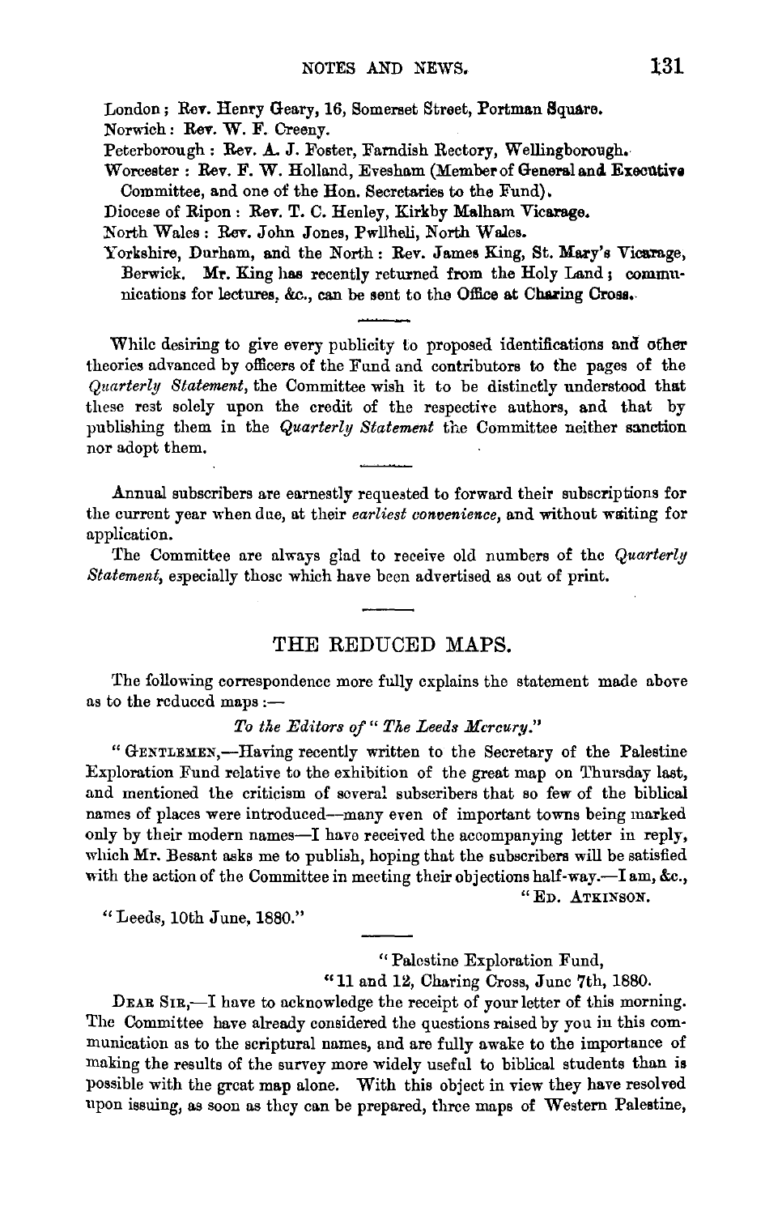London; Rev. Henry Geary, 16, Somerset Street, Portman Square.
Norwich: Rev. W. F. Creeny.
Peterborough: Rev. A. J. Foster, Farndish Rectory, Wellingborough.
Worcester: Rev. F. W. Holland, Evesham (Member of General and Executive Committee, and one of the Hon. Secretaries to the Fund).
Diocese of Ripon: Rev. T. C. Henley, Kirkby Malham Vicarage.
North Wales: Rev. John Jones, Pwllheli, North Wales.
Yorkshire, Durham, and the North: Rev. James King, St. Mary's Vicarage, Berwick. Mr. King has recently returned from the Holy Land; communications for lectures, &c., can be sent to the Office at Charing Cross.

---

While desiring to give every publicity to proposed identifications and other theories advanced by officers of the Fund and contributors to the pages of the *Quarterly Statement*, the Committee wish it to be distinctly understood that these rest solely upon the credit of the respective authors, and that by publishing them in the *Quarterly Statement* the Committee neither sanction nor adopt them.

---

Annual subscribers are earnestly requested to forward their subscriptions for the current year when due, at their *earliest convenience*, and without waiting for application.

The Committee are always glad to receive old numbers of the *Quarterly Statement*, especially those which have been advertised as out of print.

---

## THE REDUCED MAPS.

The following correspondence more fully explains the statement made above as to the reduced maps:—

*To the Editors of "The Leeds Mercury."*

"GENTLEMEN,—Having recently written to the Secretary of the Palestine Exploration Fund relative to the exhibition of the great map on Thursday last, and mentioned the criticism of several subscribers that so few of the biblical names of places were introduced—many even of important towns being marked only by their modern names—I have received the accompanying letter in reply, which Mr. Besant asks me to publish, hoping that the subscribers will be satisfied with the action of the Committee in meeting their objections half-way.—I am, &c.,

"ED. ATKINSON.

"Leeds, 10th June, 1880."

---

"Palestine Exploration Fund,
"11 and 12, Charing Cross, June 7th, 1880.

DEAR SIR,—I have to acknowledge the receipt of your letter of this morning. The Committee have already considered the questions raised by you in this communication as to the scriptural names, and are fully awake to the importance of making the results of the survey more widely useful to biblical students than is possible with the great map alone. With this object in view they have resolved upon issuing, as soon as they can be prepared, three maps of Western Palestine,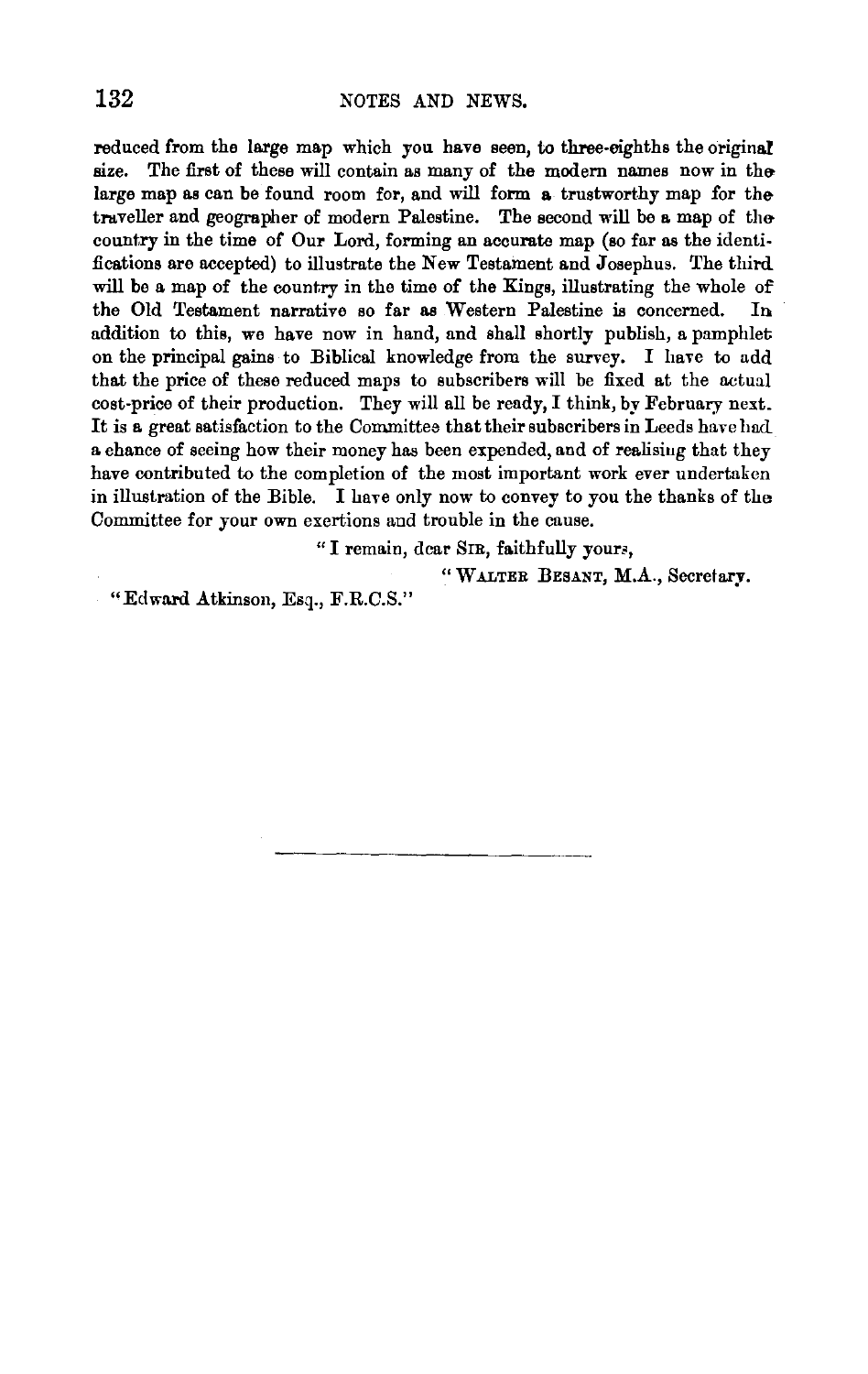reduced from the large map which you have seen, to three-eighths the original size. The first of these will contain as many of the modern names now in the large map as can be found room for, and will form a trustworthy map for the traveller and geographer of modern Palestine. The second will be a map of the country in the time of Our Lord, forming an accurate map (so far as the identifications are accepted) to illustrate the New Testament and Josephus. The third will be a map of the country in the time of the Kings, illustrating the whole of the Old Testament narrative so far as Western Palestine is concerned. In addition to this, we have now in hand, and shall shortly publish, a pamphlet on the principal gains to Biblical knowledge from the survey. I have to add that the price of these reduced maps to subscribers will be fixed at the actual cost-price of their production. They will all be ready, I think, by February next. It is a great satisfaction to the Committee that their subscribers in Leeds have had a chance of seeing how their money has been expended, and of realising that they have contributed to the completion of the most important work ever undertaken in illustration of the Bible. I have only now to convey to you the thanks of the Committee for your own exertions and trouble in the cause.

"I remain, dear SIR, faithfully yours,

"WALTER BESANT, M.A., Secretary.

"Edward Atkinson, Esq., F.R.C.S."

---